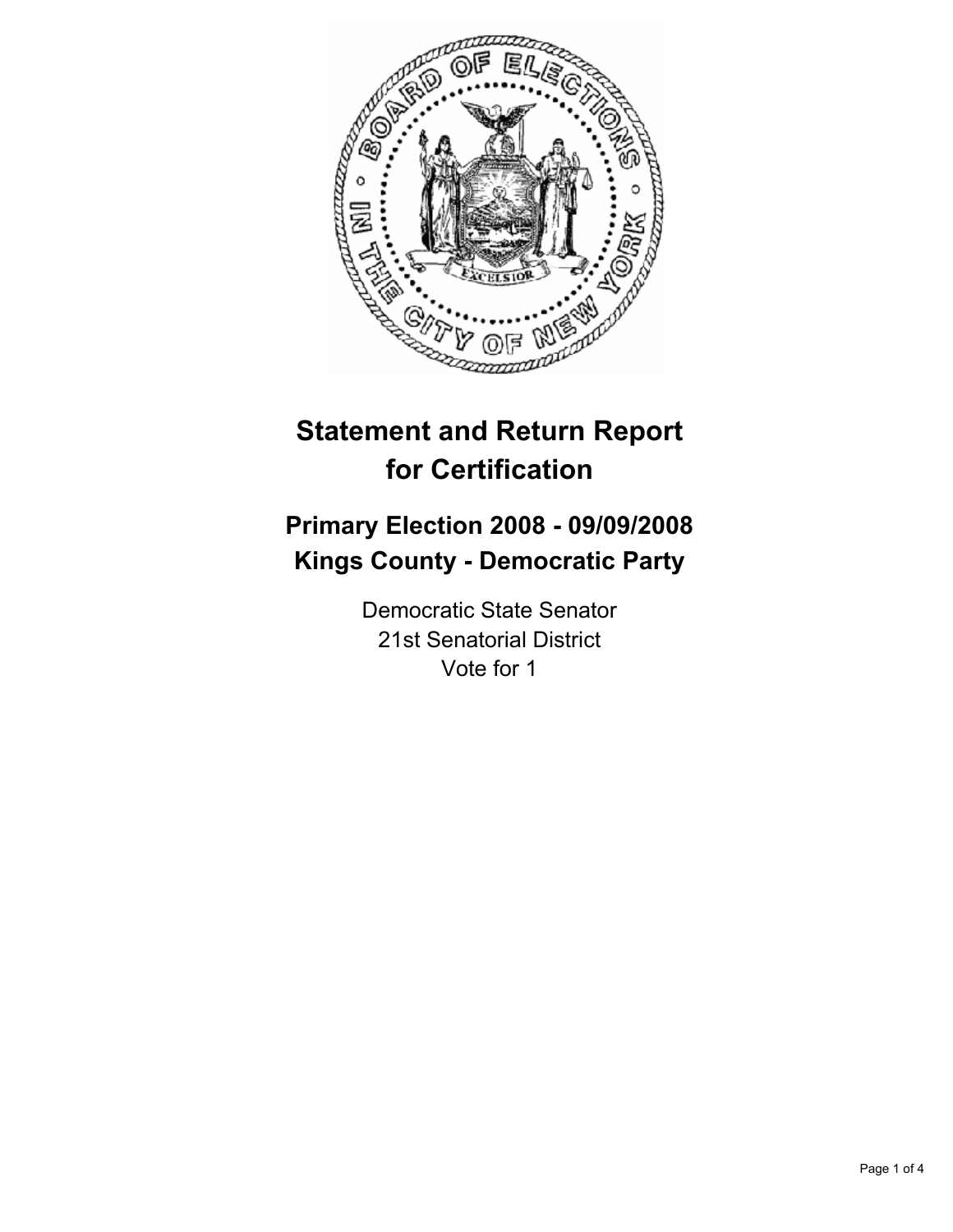# Statement and Return Report for Certification

## Primary Election 2008 - 09/09/2008
## Kings County - Democratic Party

Democratic State Senator
21st Senatorial District
Vote for 1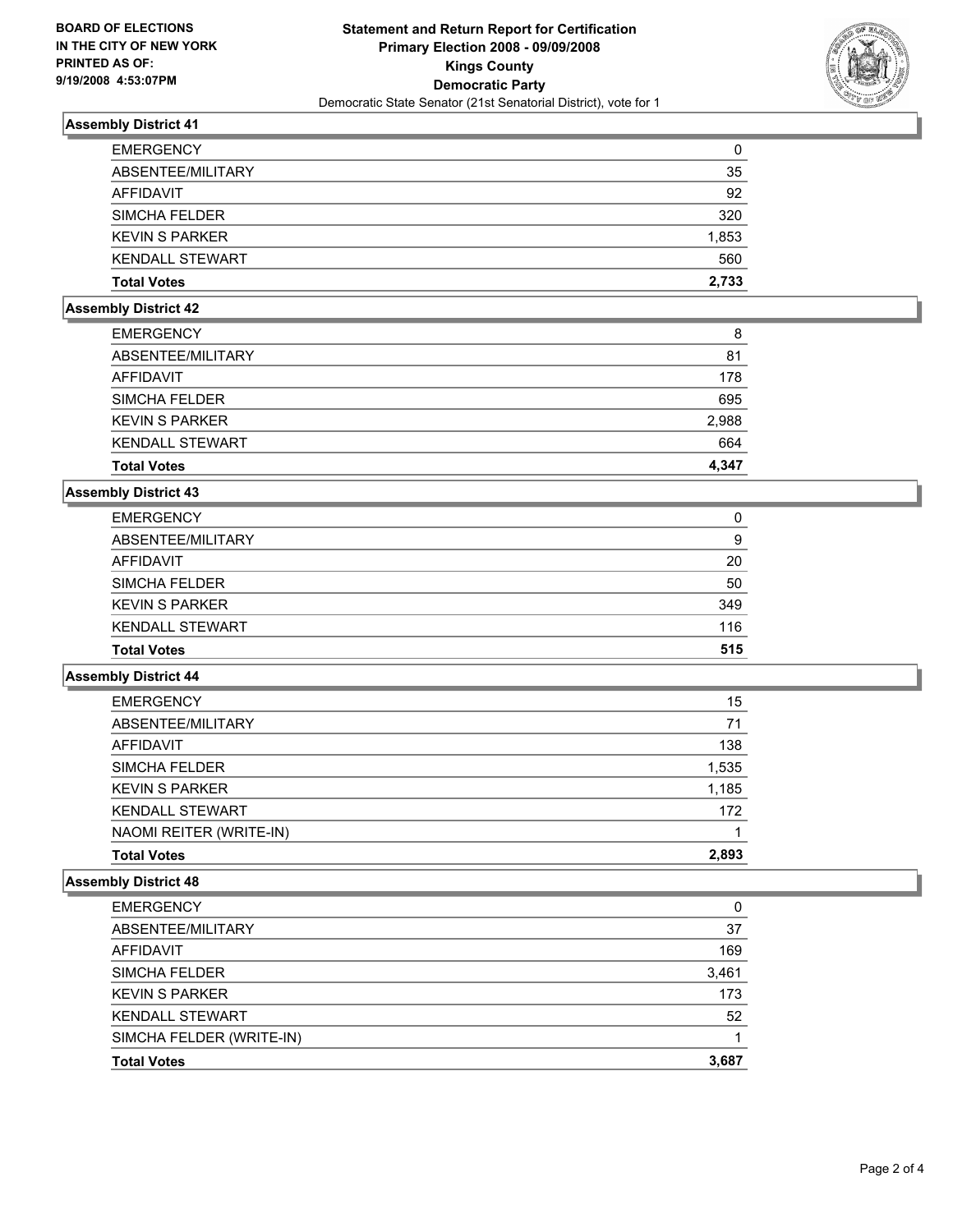**BOARD OF ELECTIONS IN THE CITY OF NEW YORK PRINTED AS OF: 9/19/2008 4:53:07PM**

# Statement and Return Report for Certification
## Primary Election 2008 - 09/09/2008
## Kings County
## Democratic Party
Democratic State Senator (21st Senatorial District), vote for 1

### Assembly District 41

| | |
|---|---|
| EMERGENCY | 0 |
| ABSENTEE/MILITARY | 35 |
| AFFIDAVIT | 92 |
| SIMCHA FELDER | 320 |
| KEVIN S PARKER | 1,853 |
| KENDALL STEWART | 560 |
| **Total Votes** | **2,733** |

### Assembly District 42

| | |
|---|---|
| EMERGENCY | 8 |
| ABSENTEE/MILITARY | 81 |
| AFFIDAVIT | 178 |
| SIMCHA FELDER | 695 |
| KEVIN S PARKER | 2,988 |
| KENDALL STEWART | 664 |
| **Total Votes** | **4,347** |

### Assembly District 43

| | |
|---|---|
| EMERGENCY | 0 |
| ABSENTEE/MILITARY | 9 |
| AFFIDAVIT | 20 |
| SIMCHA FELDER | 50 |
| KEVIN S PARKER | 349 |
| KENDALL STEWART | 116 |
| **Total Votes** | **515** |

### Assembly District 44

| | |
|---|---|
| EMERGENCY | 15 |
| ABSENTEE/MILITARY | 71 |
| AFFIDAVIT | 138 |
| SIMCHA FELDER | 1,535 |
| KEVIN S PARKER | 1,185 |
| KENDALL STEWART | 172 |
| NAOMI REITER (WRITE-IN) | 1 |
| **Total Votes** | **2,893** |

### Assembly District 48

| | |
|---|---|
| EMERGENCY | 0 |
| ABSENTEE/MILITARY | 37 |
| AFFIDAVIT | 169 |
| SIMCHA FELDER | 3,461 |
| KEVIN S PARKER | 173 |
| KENDALL STEWART | 52 |
| SIMCHA FELDER (WRITE-IN) | 1 |
| **Total Votes** | **3,687** |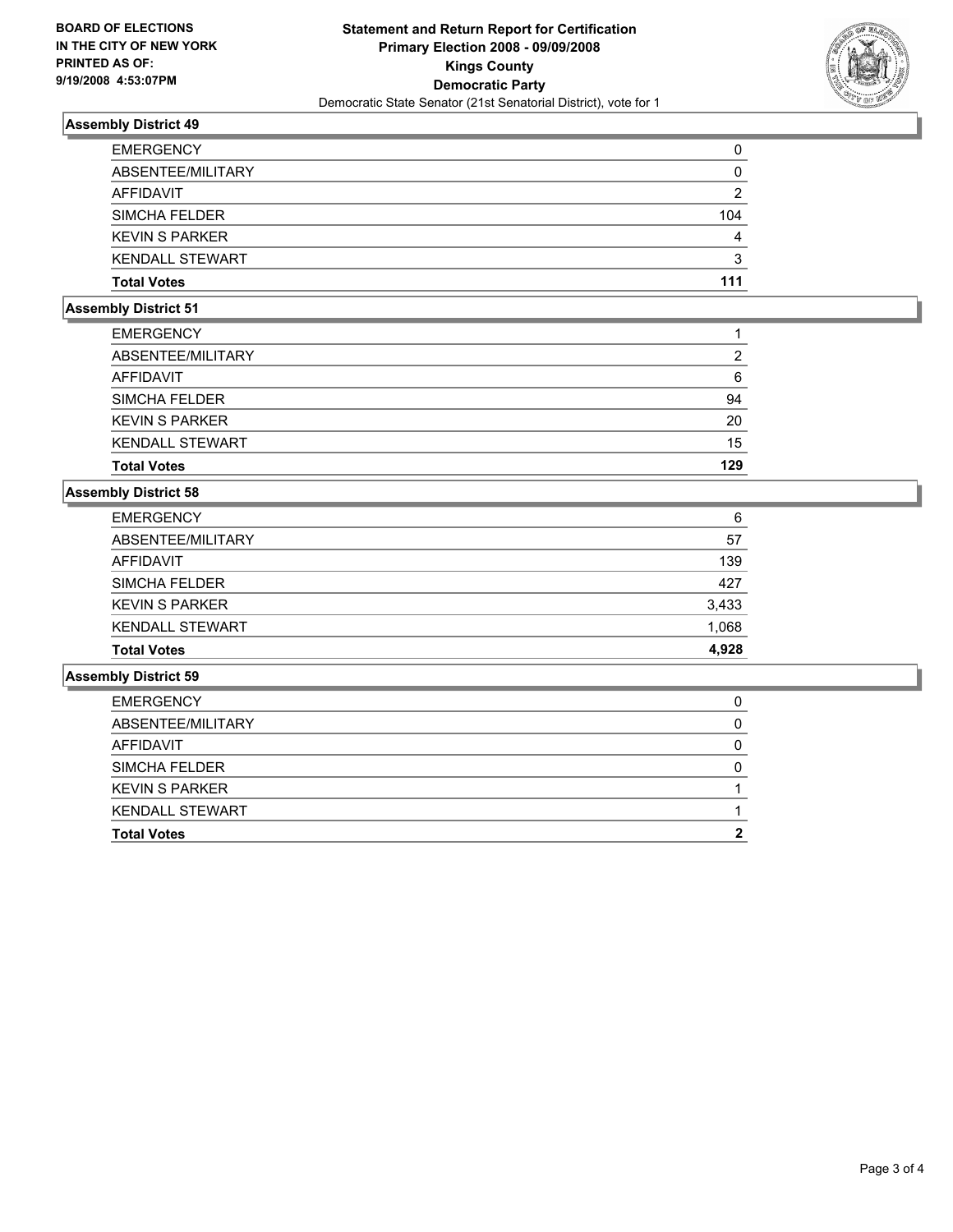**BOARD OF ELECTIONS IN THE CITY OF NEW YORK PRINTED AS OF: 9/19/2008 4:53:07PM**

**Statement and Return Report for Certification**
**Primary Election 2008 - 09/09/2008**
**Kings County**
**Democratic Party**
Democratic State Senator (21st Senatorial District), vote for 1

### Assembly District 49

| | |
|---|---|
| EMERGENCY | 0 |
| ABSENTEE/MILITARY | 0 |
| AFFIDAVIT | 2 |
| SIMCHA FELDER | 104 |
| KEVIN S PARKER | 4 |
| KENDALL STEWART | 3 |
| **Total Votes** | **111** |

### Assembly District 51

| | |
|---|---|
| EMERGENCY | 1 |
| ABSENTEE/MILITARY | 2 |
| AFFIDAVIT | 6 |
| SIMCHA FELDER | 94 |
| KEVIN S PARKER | 20 |
| KENDALL STEWART | 15 |
| **Total Votes** | **129** |

### Assembly District 58

| | |
|---|---|
| EMERGENCY | 6 |
| ABSENTEE/MILITARY | 57 |
| AFFIDAVIT | 139 |
| SIMCHA FELDER | 427 |
| KEVIN S PARKER | 3,433 |
| KENDALL STEWART | 1,068 |
| **Total Votes** | **4,928** |

### Assembly District 59

| | |
|---|---|
| EMERGENCY | 0 |
| ABSENTEE/MILITARY | 0 |
| AFFIDAVIT | 0 |
| SIMCHA FELDER | 0 |
| KEVIN S PARKER | 1 |
| KENDALL STEWART | 1 |
| **Total Votes** | **2** |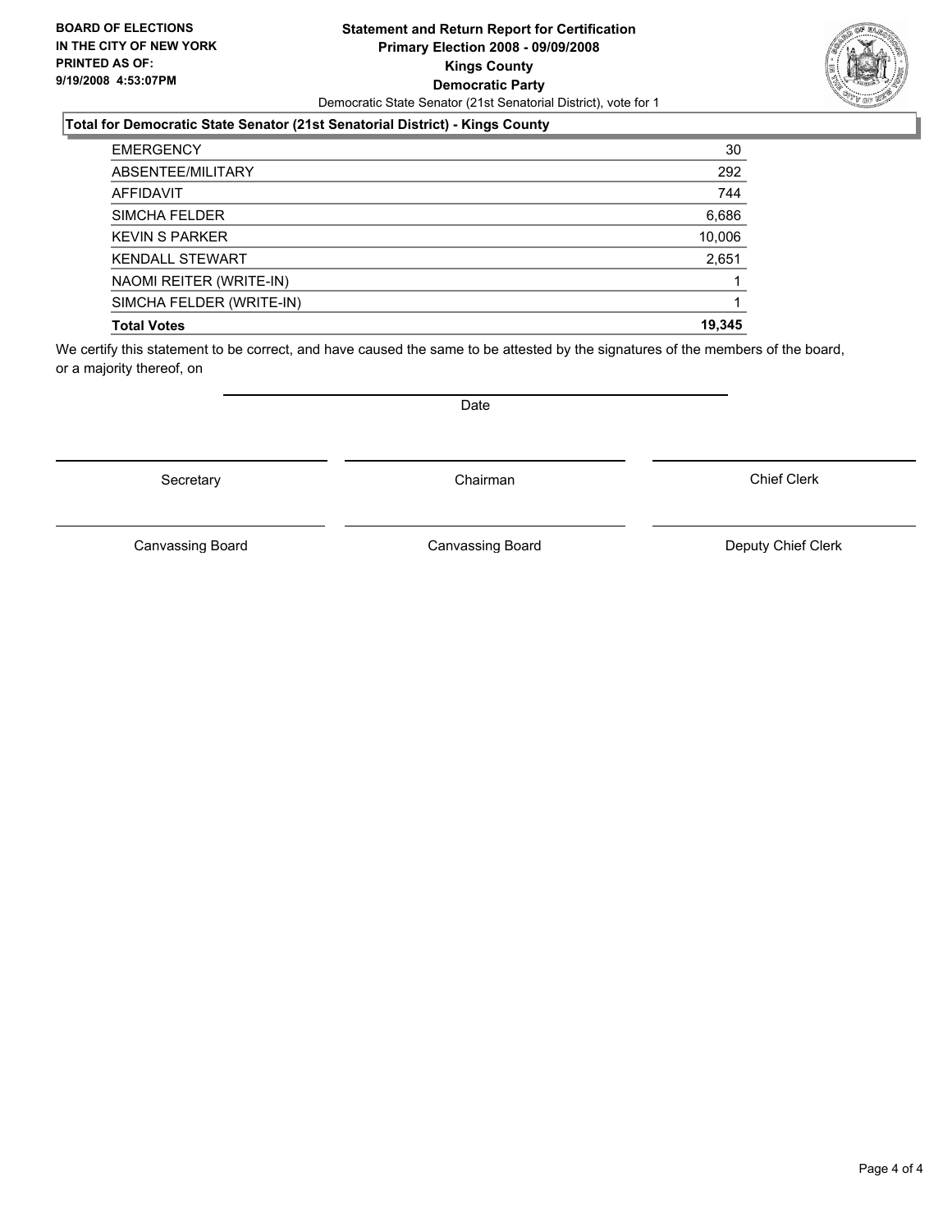**BOARD OF ELECTIONS IN THE CITY OF NEW YORK PRINTED AS OF: 9/19/2008 4:53:07PM**

**Statement and Return Report for Certification**
**Primary Election 2008 - 09/09/2008**
**Kings County**
**Democratic Party**
Democratic State Senator (21st Senatorial District), vote for 1

**Total for Democratic State Senator (21st Senatorial District) - Kings County**

| | |
|---|---|
| EMERGENCY | 30 |
| ABSENTEE/MILITARY | 292 |
| AFFIDAVIT | 744 |
| SIMCHA FELDER | 6,686 |
| KEVIN S PARKER | 10,006 |
| KENDALL STEWART | 2,651 |
| NAOMI REITER (WRITE-IN) | 1 |
| SIMCHA FELDER (WRITE-IN) | 1 |
| **Total Votes** | **19,345** |

We certify this statement to be correct, and have caused the same to be attested by the signatures of the members of the board, or a majority thereof, on

Date

Secretary | Chairman | Chief Clerk

Canvassing Board | Canvassing Board | Deputy Chief Clerk